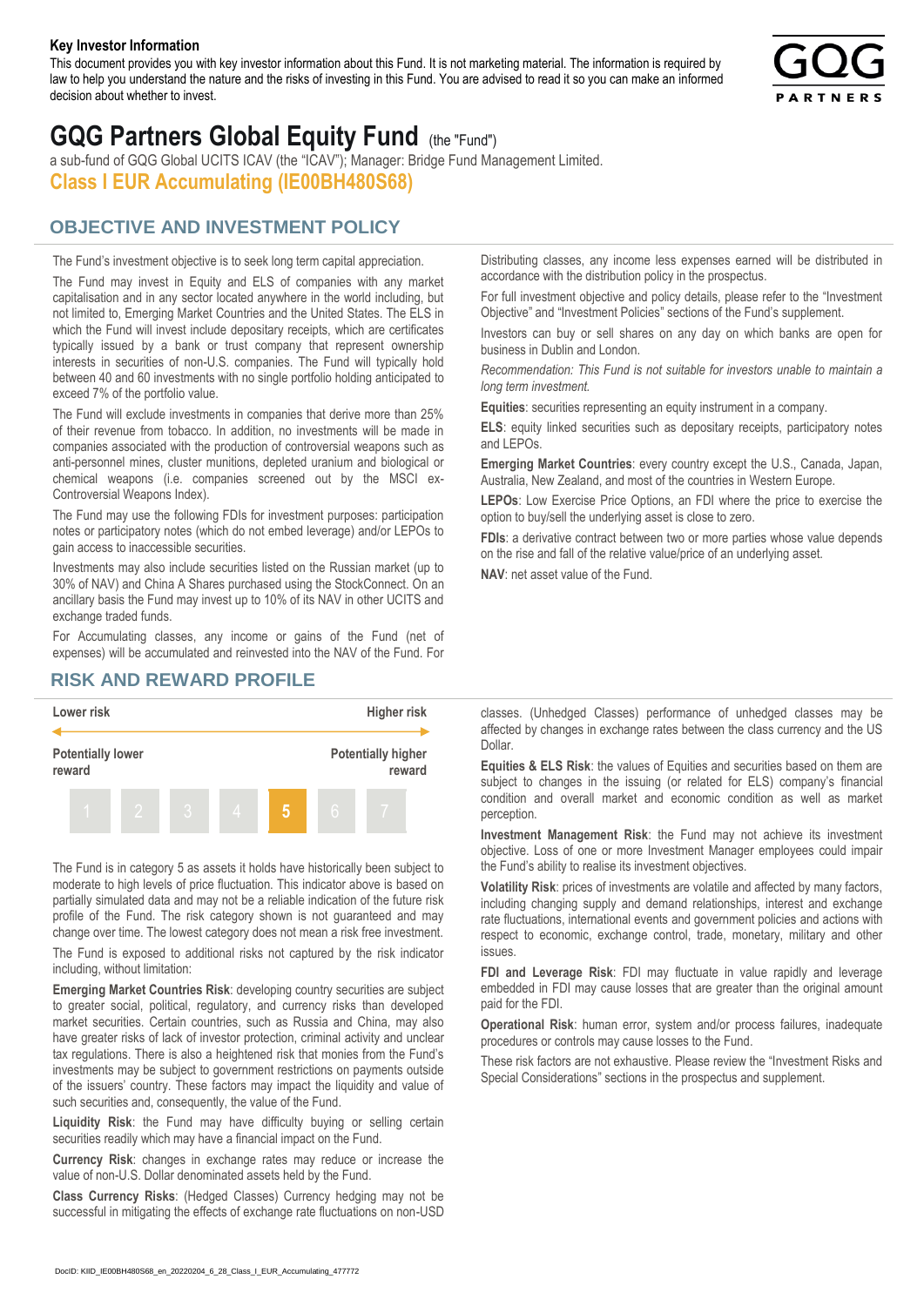**Key Investor Information**

This document provides you with key investor information about this Fund. It is not marketing material. The information is required by law to help you understand the nature and the risks of investing in this Fund. You are advised to read it so you can make an informed decision about whether to invest.

# GQG Partners Global Equity Fund (the "Fund")

a sub-fund of GQG Global UCITS ICAV (the "ICAV"); Manager: Bridge Fund Management Limited.

## Class I EUR Accumulating (IE00BH480S68)

## OBJECTIVE AND INVESTMENT POLICY

The Fund's investment objective is to seek long term capital appreciation.

The Fund may invest in Equity and ELS of companies with any market capitalisation and in any sector located anywhere in the world including, but not limited to, Emerging Market Countries and the United States. The ELS in which the Fund will invest include depositary receipts, which are certificates typically issued by a bank or trust company that represent ownership interests in securities of non-U.S. companies. The Fund will typically hold between 40 and 60 investments with no single portfolio holding anticipated to exceed 7% of the portfolio value.

The Fund will exclude investments in companies that derive more than 25% of their revenue from tobacco. In addition, no investments will be made in companies associated with the production of controversial weapons such as anti-personnel mines, cluster munitions, depleted uranium and biological or chemical weapons (i.e. companies screened out by the MSCI ex-Controversial Weapons Index).

The Fund may use the following FDIs for investment purposes: participation notes or participatory notes (which do not embed leverage) and/or LEPOs to gain access to inaccessible securities.

Investments may also include securities listed on the Russian market (up to 30% of NAV) and China A Shares purchased using the StockConnect. On an ancillary basis the Fund may invest up to 10% of its NAV in other UCITS and exchange traded funds.

For Accumulating classes, any income or gains of the Fund (net of expenses) will be accumulated and reinvested into the NAV of the Fund. For Distributing classes, any income less expenses earned will be distributed in accordance with the distribution policy in the prospectus.

For full investment objective and policy details, please refer to the "Investment Objective" and "Investment Policies" sections of the Fund's supplement.

Investors can buy or sell shares on any day on which banks are open for business in Dublin and London.

*Recommendation: This Fund is not suitable for investors unable to maintain a long term investment.*

**Equities**: securities representing an equity instrument in a company.

**ELS**: equity linked securities such as depositary receipts, participatory notes and LEPOs.

**Emerging Market Countries**: every country except the U.S., Canada, Japan, Australia, New Zealand, and most of the countries in Western Europe.

**LEPOs**: Low Exercise Price Options, an FDI where the price to exercise the option to buy/sell the underlying asset is close to zero.

**FDIs**: a derivative contract between two or more parties whose value depends on the rise and fall of the relative value/price of an underlying asset.

**NAV**: net asset value of the Fund.

## RISK AND REWARD PROFILE

| Lower risk | | | | | | Higher risk |
|---|---|---|---|---|---|---|
| Potentially lower reward | | | | | | Potentially higher reward |
| 1 | 2 | 3 | 4 | **5** | 6 | 7 |

The Fund is in category 5 as assets it holds have historically been subject to moderate to high levels of price fluctuation. This indicator above is based on partially simulated data and may not be a reliable indication of the future risk profile of the Fund. The risk category shown is not guaranteed and may change over time. The lowest category does not mean a risk free investment.

The Fund is exposed to additional risks not captured by the risk indicator including, without limitation:

**Emerging Market Countries Risk**: developing country securities are subject to greater social, political, regulatory, and currency risks than developed market securities. Certain countries, such as Russia and China, may also have greater risks of lack of investor protection, criminal activity and unclear tax regulations. There is also a heightened risk that monies from the Fund's investments may be subject to government restrictions on payments outside of the issuers' country. These factors may impact the liquidity and value of such securities and, consequently, the value of the Fund.

**Liquidity Risk**: the Fund may have difficulty buying or selling certain securities readily which may have a financial impact on the Fund.

**Currency Risk**: changes in exchange rates may reduce or increase the value of non-U.S. Dollar denominated assets held by the Fund.

**Class Currency Risks**: (Hedged Classes) Currency hedging may not be successful in mitigating the effects of exchange rate fluctuations on non-USD classes. (Unhedged Classes) performance of unhedged classes may be affected by changes in exchange rates between the class currency and the US Dollar.

**Equities & ELS Risk**: the values of Equities and securities based on them are subject to changes in the issuing (or related for ELS) company's financial condition and overall market and economic condition as well as market perception.

**Investment Management Risk**: the Fund may not achieve its investment objective. Loss of one or more Investment Manager employees could impair the Fund's ability to realise its investment objectives.

**Volatility Risk**: prices of investments are volatile and affected by many factors, including changing supply and demand relationships, interest and exchange rate fluctuations, international events and government policies and actions with respect to economic, exchange control, trade, monetary, military and other issues.

**FDI and Leverage Risk**: FDI may fluctuate in value rapidly and leverage embedded in FDI may cause losses that are greater than the original amount paid for the FDI.

**Operational Risk**: human error, system and/or process failures, inadequate procedures or controls may cause losses to the Fund.

These risk factors are not exhaustive. Please review the "Investment Risks and Special Considerations" sections in the prospectus and supplement.

DocID: KIID_IE00BH480S68_en_20220204_6_28_Class_I_EUR_Accumulating_477772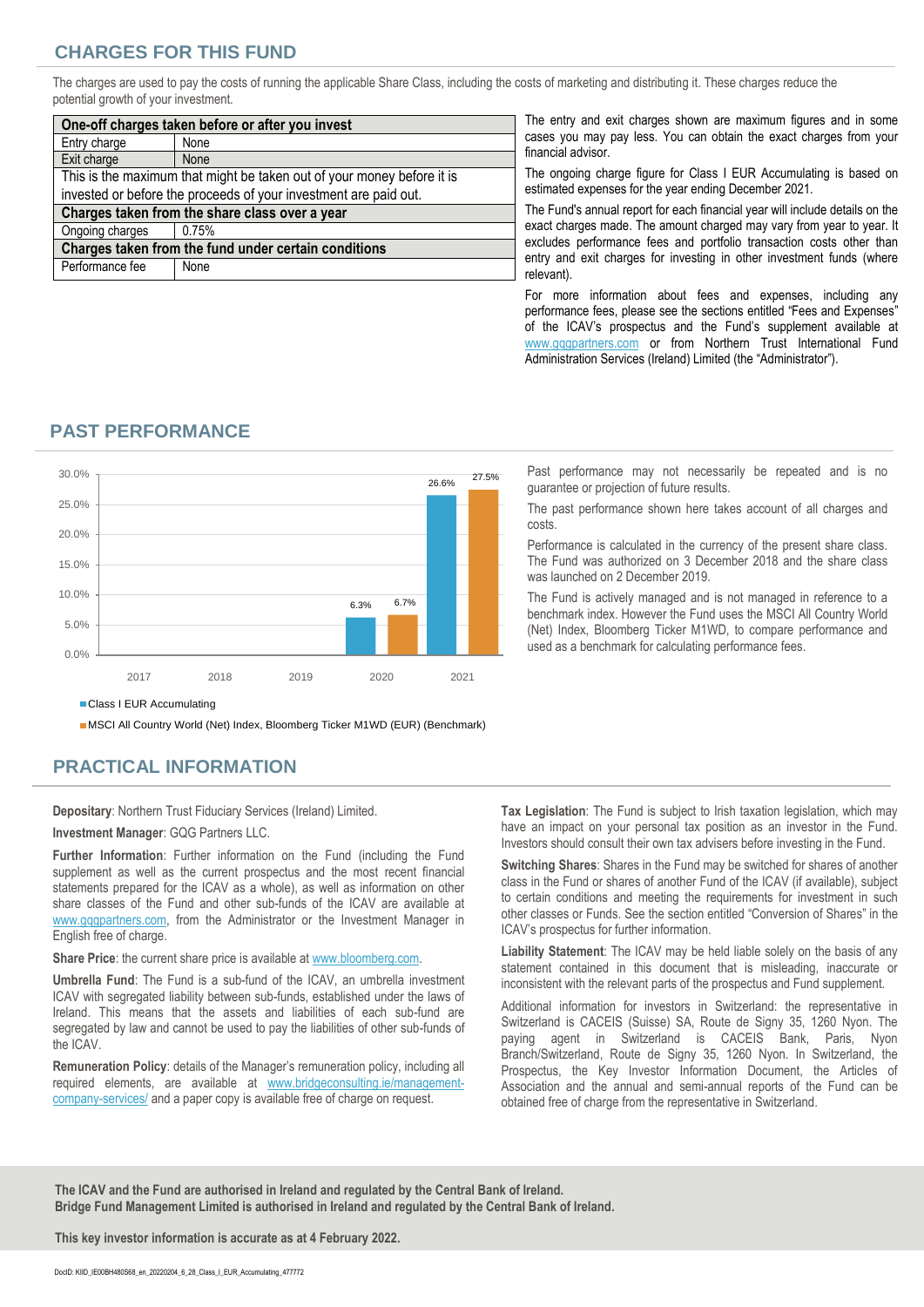## CHARGES FOR THIS FUND

The charges are used to pay the costs of running the applicable Share Class, including the costs of marketing and distributing it. These charges reduce the potential growth of your investment.

| | |
|---|---|
| **One-off charges taken before or after you invest** | |
| Entry charge | None |
| Exit charge | None |
| This is the maximum that might be taken out of your money before it is invested or before the proceeds of your investment are paid out. | |
| **Charges taken from the share class over a year** | |
| Ongoing charges | 0.75% |
| **Charges taken from the fund under certain conditions** | |
| Performance fee | None |

The entry and exit charges shown are maximum figures and in some cases you may pay less. You can obtain the exact charges from your financial advisor.

The ongoing charge figure for Class I EUR Accumulating is based on estimated expenses for the year ending December 2021.

The Fund's annual report for each financial year will include details on the exact charges made. The amount charged may vary from year to year. It excludes performance fees and portfolio transaction costs other than entry and exit charges for investing in other investment funds (where relevant).

For more information about fees and expenses, including any performance fees, please see the sections entitled "Fees and Expenses" of the ICAV's prospectus and the Fund's supplement available at www.gqgpartners.com or from Northern Trust International Fund Administration Services (Ireland) Limited (the "Administrator").

## PAST PERFORMANCE

30.0%
25.0%
20.0%
15.0%
10.0%
5.0%
0.0%

2017 2018 2019 2020 2021

6.3% 6.7% 26.6% 27.5%

Class I EUR Accumulating

MSCI All Country World (Net) Index, Bloomberg Ticker M1WD (EUR) (Benchmark)

Past performance may not necessarily be repeated and is no guarantee or projection of future results.

The past performance shown here takes account of all charges and costs.

Performance is calculated in the currency of the present share class. The Fund was authorized on 3 December 2018 and the share class was launched on 2 December 2019.

The Fund is actively managed and is not managed in reference to a benchmark index. However the Fund uses the MSCI All Country World (Net) Index, Bloomberg Ticker M1WD, to compare performance and used as a benchmark for calculating performance fees.

## PRACTICAL INFORMATION

**Depositary**: Northern Trust Fiduciary Services (Ireland) Limited.

**Investment Manager**: GQG Partners LLC.

**Further Information**: Further information on the Fund (including the Fund supplement as well as the current prospectus and the most recent financial statements prepared for the ICAV as a whole), and information on other share classes of the Fund and other sub-funds of the ICAV are available at www.gqgpartners.com, from the Administrator or the Investment Manager in English free of charge.

**Share Price**: the current share price is available at www.bloomberg.com.

**Umbrella Fund**: The Fund is a sub-fund of the ICAV, an umbrella investment ICAV with segregated liability between sub-funds, established under the laws of Ireland. This means that the assets and liabilities of each sub-fund are segregated by law and cannot be used to pay the liabilities of other sub-funds of the ICAV.

**Remuneration Policy**: details of the Manager's remuneration policy, including all required elements, are available at www.bridgeconsulting.ie/management-company-services/ and a paper copy is available free of charge on request.

**Tax Legislation**: The Fund is subject to Irish taxation legislation, which may have an impact on your personal tax position as an investor in the Fund. Investors should consult their own tax advisers before investing in the Fund.

**Switching Shares**: Shares in the Fund may be switched for shares of another class in the Fund or shares of another Fund of the ICAV (if available), subject to certain conditions and meeting the requirements for investment in such other classes or Funds. See the section entitled "Conversion of Shares" in the ICAV's prospectus for further information.

**Liability Statement**: The ICAV may be held liable solely on the basis of any statement contained in this document that is misleading, inaccurate or inconsistent with the relevant parts of the prospectus and Fund supplement.

Additional information for investors in Switzerland: the representative in Switzerland is CACEIS (Suisse) SA, Route de Signy 35, 1260 Nyon. The paying agent in Switzerland is CACEIS Bank, Paris, Nyon Branch/Switzerland, Route de Signy 35, 1260 Nyon. In Switzerland, the Prospectus, the Key Investor Information Document, the Articles of Association and the annual and semi-annual reports of the Fund can be obtained free of charge from the representative in Switzerland.

**The ICAV and the Fund are authorised in Ireland and regulated by the Central Bank of Ireland.**
**Bridge Fund Management Limited is authorised in Ireland and regulated by the Central Bank of Ireland.**

**This key investor information is accurate as at 4 February 2022.**

DocID: KIID_IE00BH480S68_en_20220204_6_28_Class_I_EUR_Accumulating_477772